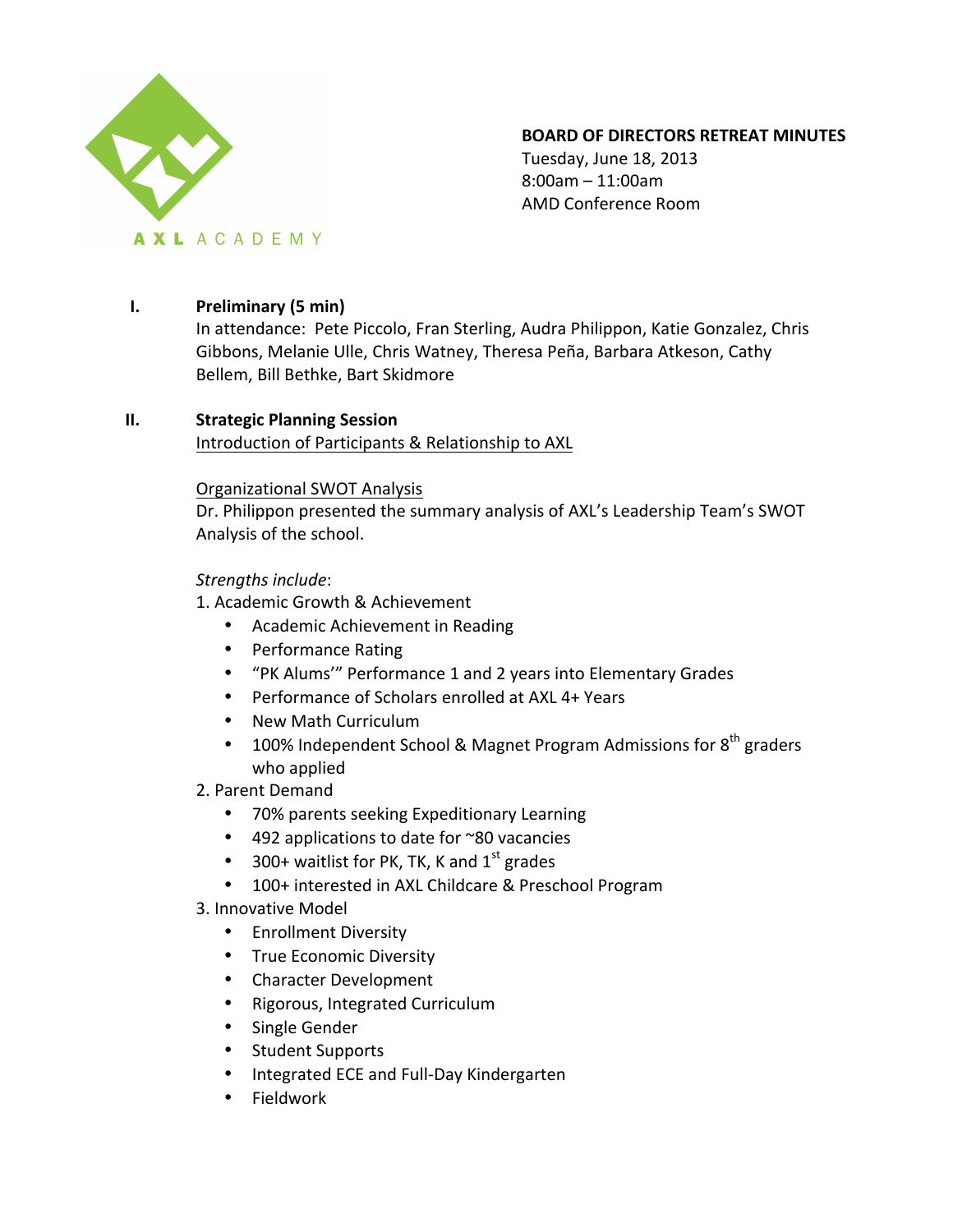AXL ACADEMY

**BOARD OF DIRECTORS RETREAT MINUTES**
Tuesday, June 18, 2013
8:00am – 11:00am
AMD Conference Room

## I. Preliminary (5 min)

In attendance: Pete Piccolo, Fran Sterling, Audra Philippon, Katie Gonzalez, Chris Gibbons, Melanie Ulle, Chris Watney, Theresa Peña, Barbara Atkeson, Cathy Bellem, Bill Bethke, Bart Skidmore

## II. Strategic Planning Session

<u>Introduction of Participants & Relationship to AXL</u>

<u>Organizational SWOT Analysis</u>

Dr. Philippon presented the summary analysis of AXL's Leadership Team's SWOT Analysis of the school.

*Strengths include*:

1. Academic Growth & Achievement
   - Academic Achievement in Reading
   - Performance Rating
   - "PK Alums'" Performance 1 and 2 years into Elementary Grades
   - Performance of Scholars enrolled at AXL 4+ Years
   - New Math Curriculum
   - 100% Independent School & Magnet Program Admissions for 8th graders who applied
2. Parent Demand
   - 70% parents seeking Expeditionary Learning
   - 492 applications to date for ~80 vacancies
   - 300+ waitlist for PK, TK, K and 1st grades
   - 100+ interested in AXL Childcare & Preschool Program
3. Innovative Model
   - Enrollment Diversity
   - True Economic Diversity
   - Character Development
   - Rigorous, Integrated Curriculum
   - Single Gender
   - Student Supports
   - Integrated ECE and Full-Day Kindergarten
   - Fieldwork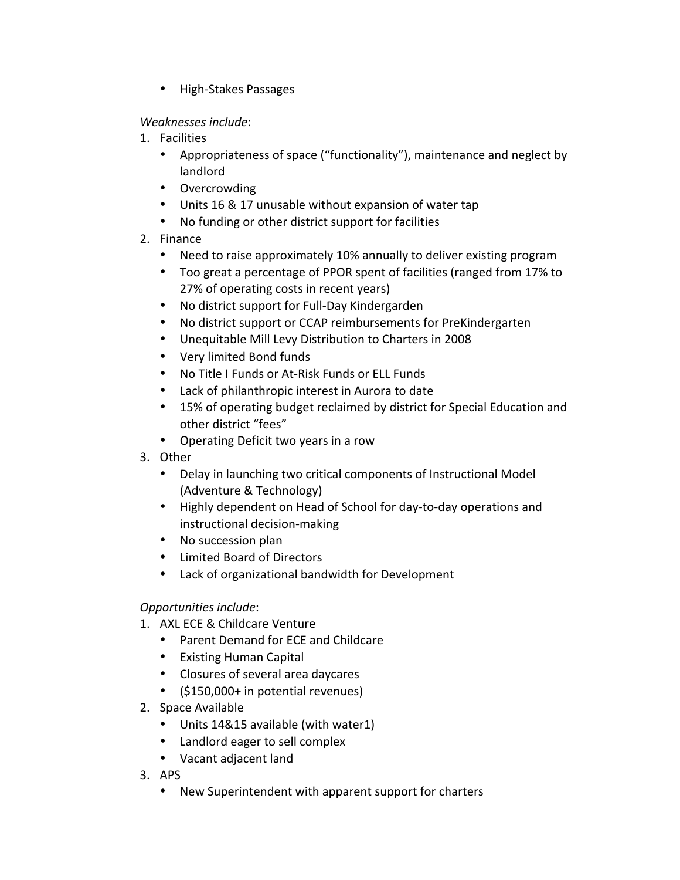- High-Stakes Passages

*Weaknesses include*:

1. Facilities
   - Appropriateness of space (“functionality”), maintenance and neglect by landlord
   - Overcrowding
   - Units 16 & 17 unusable without expansion of water tap
   - No funding or other district support for facilities
2. Finance
   - Need to raise approximately 10% annually to deliver existing program
   - Too great a percentage of PPOR spent of facilities (ranged from 17% to 27% of operating costs in recent years)
   - No district support for Full-Day Kindergarden
   - No district support or CCAP reimbursements for PreKindergarten
   - Unequitable Mill Levy Distribution to Charters in 2008
   - Very limited Bond funds
   - No Title I Funds or At-Risk Funds or ELL Funds
   - Lack of philanthropic interest in Aurora to date
   - 15% of operating budget reclaimed by district for Special Education and other district “fees”
   - Operating Deficit two years in a row
3. Other
   - Delay in launching two critical components of Instructional Model (Adventure & Technology)
   - Highly dependent on Head of School for day-to-day operations and instructional decision-making
   - No succession plan
   - Limited Board of Directors
   - Lack of organizational bandwidth for Development

*Opportunities include*:

1. AXL ECE & Childcare Venture
   - Parent Demand for ECE and Childcare
   - Existing Human Capital
   - Closures of several area daycares
   - ($150,000+ in potential revenues)
2. Space Available
   - Units 14&15 available (with water1)
   - Landlord eager to sell complex
   - Vacant adjacent land
3. APS
   - New Superintendent with apparent support for charters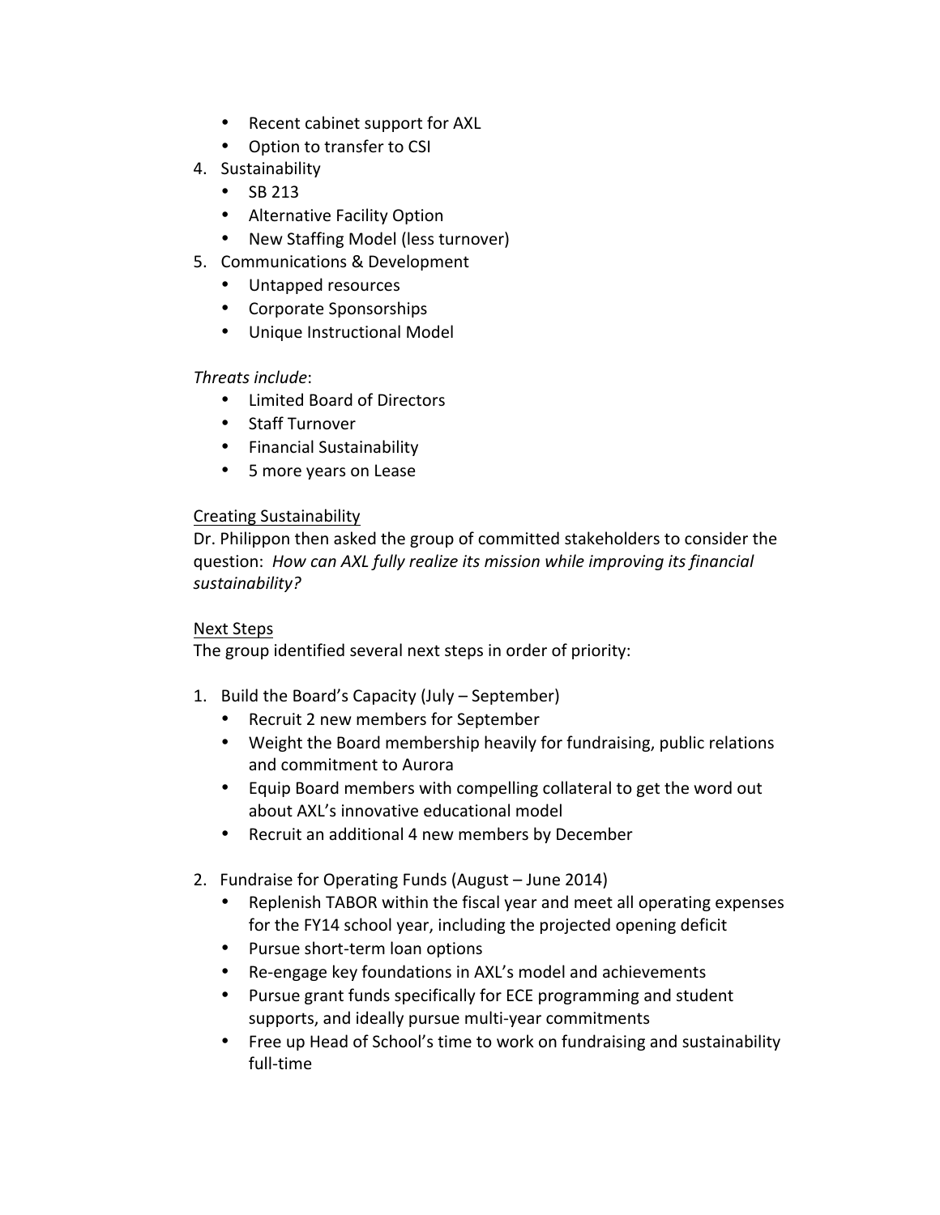- Recent cabinet support for AXL
- Option to transfer to CSI

4. Sustainability
   - SB 213
   - Alternative Facility Option
   - New Staffing Model (less turnover)
5. Communications & Development
   - Untapped resources
   - Corporate Sponsorships
   - Unique Instructional Model

*Threats include*:

- Limited Board of Directors
- Staff Turnover
- Financial Sustainability
- 5 more years on Lease

<u>Creating Sustainability</u>

Dr. Philippon then asked the group of committed stakeholders to consider the question: *How can AXL fully realize its mission while improving its financial sustainability?*

<u>Next Steps</u>

The group identified several next steps in order of priority:

1. Build the Board's Capacity (July – September)
   - Recruit 2 new members for September
   - Weight the Board membership heavily for fundraising, public relations and commitment to Aurora
   - Equip Board members with compelling collateral to get the word out about AXL's innovative educational model
   - Recruit an additional 4 new members by December

2. Fundraise for Operating Funds (August – June 2014)
   - Replenish TABOR within the fiscal year and meet all operating expenses for the FY14 school year, including the projected opening deficit
   - Pursue short-term loan options
   - Re-engage key foundations in AXL's model and achievements
   - Pursue grant funds specifically for ECE programming and student supports, and ideally pursue multi-year commitments
   - Free up Head of School's time to work on fundraising and sustainability full-time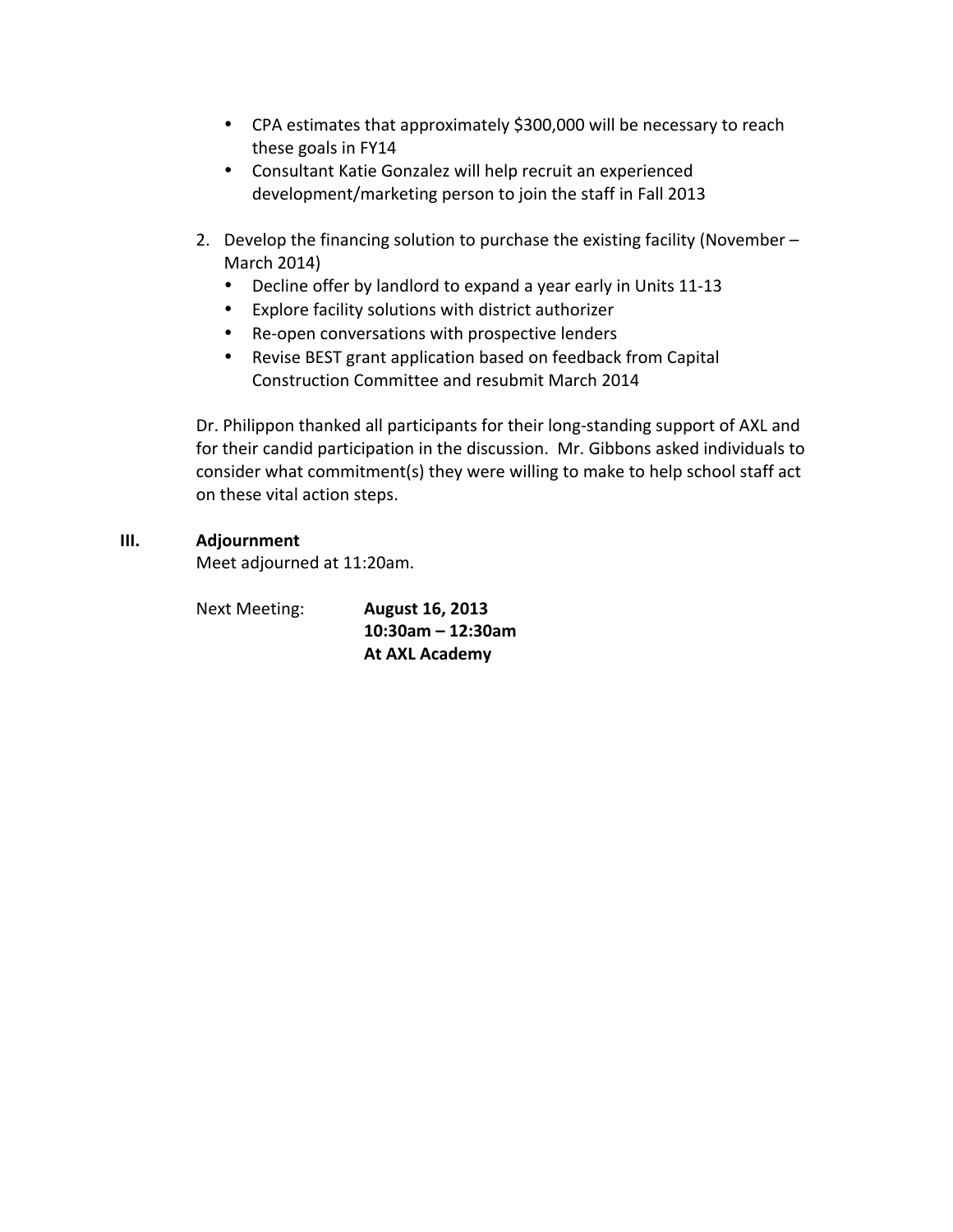- CPA estimates that approximately $300,000 will be necessary to reach these goals in FY14
- Consultant Katie Gonzalez will help recruit an experienced development/marketing person to join the staff in Fall 2013

2. Develop the financing solution to purchase the existing facility (November – March 2014)
   - Decline offer by landlord to expand a year early in Units 11-13
   - Explore facility solutions with district authorizer
   - Re-open conversations with prospective lenders
   - Revise BEST grant application based on feedback from Capital Construction Committee and resubmit March 2014

Dr. Philippon thanked all participants for their long-standing support of AXL and for their candid participation in the discussion. Mr. Gibbons asked individuals to consider what commitment(s) they were willing to make to help school staff act on these vital action steps.

## III. Adjournment

Meet adjourned at 11:20am.

Next Meeting: **August 16, 2013**
**10:30am – 12:30am**
**At AXL Academy**